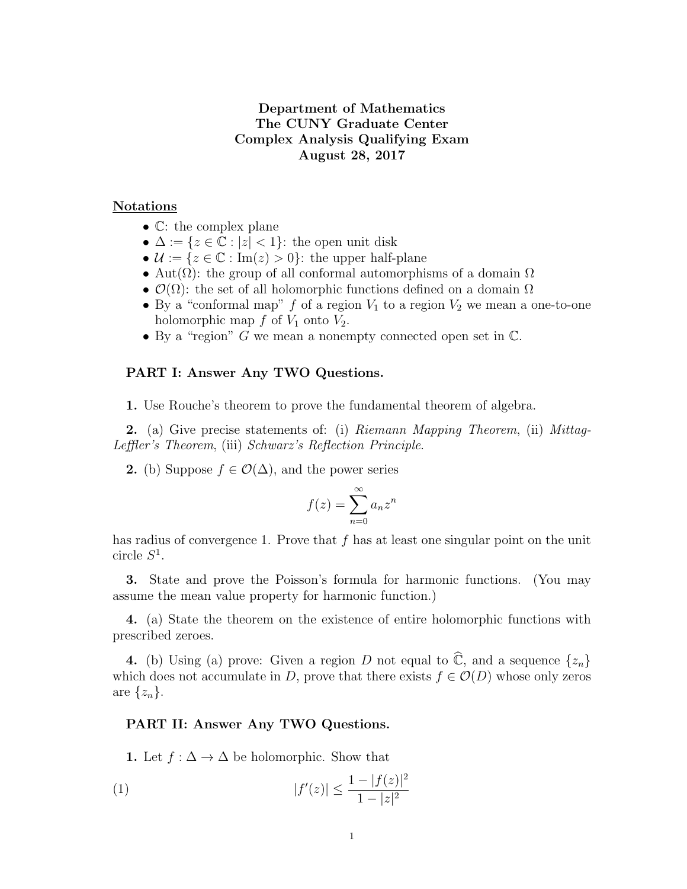**Department of Mathematics**
**The CUNY Graduate Center**
**Complex Analysis Qualifying Exam**
**August 28, 2017**

## Notations

- $\mathbb{C}$: the complex plane
- $\Delta := \{z \in \mathbb{C} : |z| < 1\}$: the open unit disk
- $\mathcal{U} := \{z \in \mathbb{C} : \text{Im}(z) > 0\}$: the upper half-plane
- $\text{Aut}(\Omega)$: the group of all conformal automorphisms of a domain $\Omega$
- $\mathcal{O}(\Omega)$: the set of all holomorphic functions defined on a domain $\Omega$
- By a "conformal map" $f$ of a region $V_1$ to a region $V_2$ we mean a one-to-one holomorphic map $f$ of $V_1$ onto $V_2$.
- By a "region" $G$ we mean a nonempty connected open set in $\mathbb{C}$.

### PART I: Answer Any TWO Questions.

**1.** Use Rouche's theorem to prove the fundamental theorem of algebra.

**2.** (a) Give precise statements of: (i) *Riemann Mapping Theorem*, (ii) *Mittag-Leffler's Theorem*, (iii) *Schwarz's Reflection Principle*.

**2.** (b) Suppose $f \in \mathcal{O}(\Delta)$, and the power series

$$f(z) = \sum_{n=0}^{\infty} a_n z^n$$

has radius of convergence 1. Prove that $f$ has at least one singular point on the unit circle $S^1$.

**3.** State and prove the Poisson's formula for harmonic functions. (You may assume the mean value property for harmonic function.)

**4.** (a) State the theorem on the existence of entire holomorphic functions with prescribed zeroes.

**4.** (b) Using (a) prove: Given a region $D$ not equal to $\widehat{\mathbb{C}}$, and a sequence $\{z_n\}$ which does not accumulate in $D$, prove that there exists $f \in \mathcal{O}(D)$ whose only zeros are $\{z_n\}$.

### PART II: Answer Any TWO Questions.

**1.** Let $f : \Delta \to \Delta$ be holomorphic. Show that

$$|f'(z)| \leq \frac{1 - |f(z)|^2}{1 - |z|^2} \tag{1}$$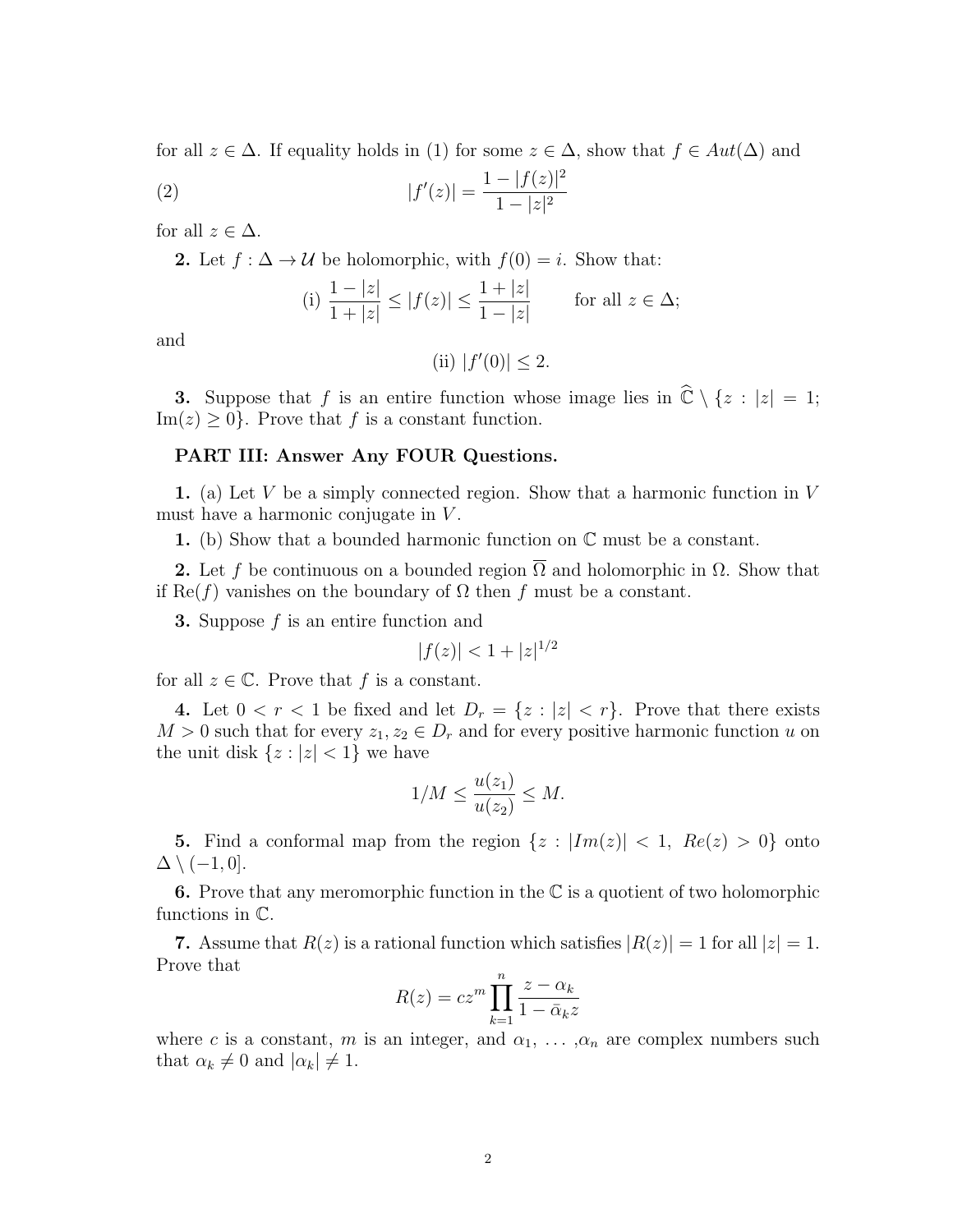for all $z \in \Delta$. If equality holds in (1) for some $z \in \Delta$, show that $f \in Aut(\Delta)$ and

$$|f'(z)| = \frac{1 - |f(z)|^2}{1 - |z|^2} \tag{2}$$

for all $z \in \Delta$.

**2.** Let $f : \Delta \to \mathcal{U}$ be holomorphic, with $f(0) = i$. Show that:

$$\text{(i)}\ \frac{1 - |z|}{1 + |z|} \leq |f(z)| \leq \frac{1 + |z|}{1 - |z|} \qquad \text{for all } z \in \Delta;$$

and

$$\text{(ii)}\ |f'(0)| \leq 2.$$

**3.** Suppose that $f$ is an entire function whose image lies in $\widehat{\mathbb{C}} \setminus \{z : |z| = 1; \operatorname{Im}(z) \geq 0\}$. Prove that $f$ is a constant function.

**PART III: Answer Any FOUR Questions.**

**1.** (a) Let $V$ be a simply connected region. Show that a harmonic function in $V$ must have a harmonic conjugate in $V$.

**1.** (b) Show that a bounded harmonic function on $\mathbb{C}$ must be a constant.

**2.** Let $f$ be continuous on a bounded region $\overline{\Omega}$ and holomorphic in $\Omega$. Show that if $\operatorname{Re}(f)$ vanishes on the boundary of $\Omega$ then $f$ must be a constant.

**3.** Suppose $f$ is an entire function and

$$|f(z)| < 1 + |z|^{1/2}$$

for all $z \in \mathbb{C}$. Prove that $f$ is a constant.

**4.** Let $0 < r < 1$ be fixed and let $D_r = \{z : |z| < r\}$. Prove that there exists $M > 0$ such that for every $z_1, z_2 \in D_r$ and for every positive harmonic function $u$ on the unit disk $\{z : |z| < 1\}$ we have

$$1/M \leq \frac{u(z_1)}{u(z_2)} \leq M.$$

**5.** Find a conformal map from the region $\{z : |Im(z)| < 1,\ Re(z) > 0\}$ onto $\Delta \setminus (-1, 0]$.

**6.** Prove that any meromorphic function in the $\mathbb{C}$ is a quotient of two holomorphic functions in $\mathbb{C}$.

**7.** Assume that $R(z)$ is a rational function which satisfies $|R(z)| = 1$ for all $|z| = 1$. Prove that

$$R(z) = cz^m \prod_{k=1}^{n} \frac{z - \alpha_k}{1 - \bar{\alpha}_k z}$$

where $c$ is a constant, $m$ is an integer, and $\alpha_1, \ldots, \alpha_n$ are complex numbers such that $\alpha_k \neq 0$ and $|\alpha_k| \neq 1$.